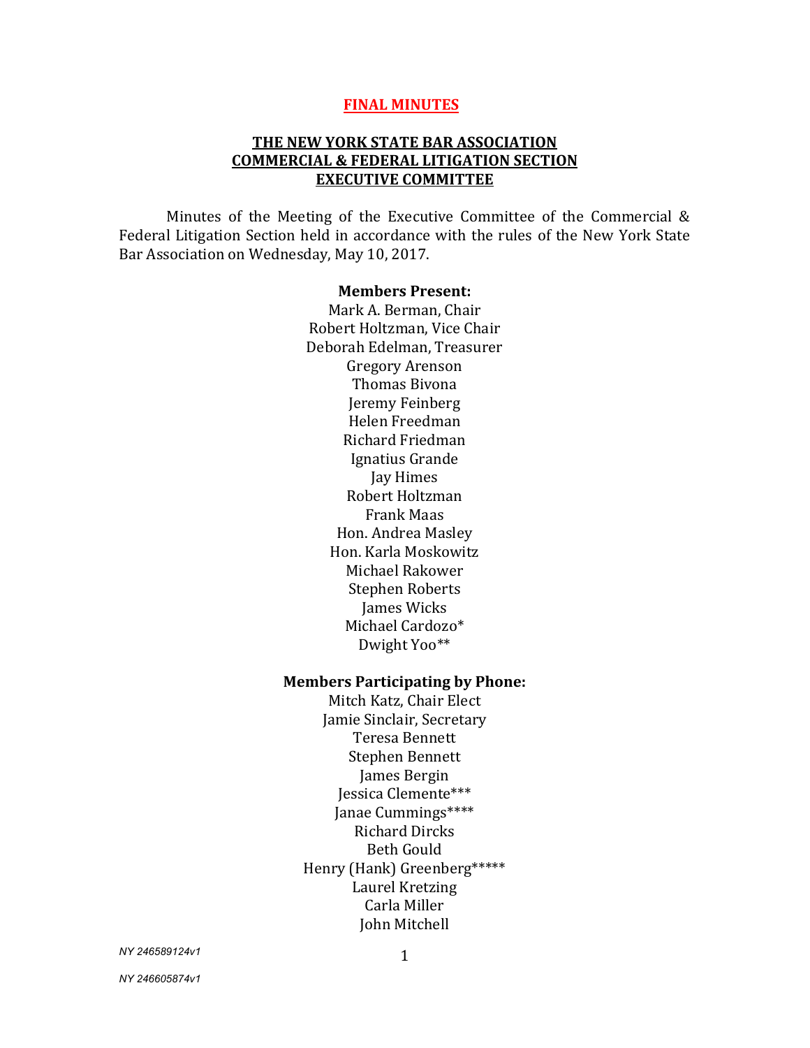**FINAL MINUTES**

**THE NEW YORK STATE BAR ASSOCIATION**
**COMMERCIAL & FEDERAL LITIGATION SECTION**
**EXECUTIVE COMMITTEE**

Minutes of the Meeting of the Executive Committee of the Commercial & Federal Litigation Section held in accordance with the rules of the New York State Bar Association on Wednesday, May 10, 2017.

**Members Present:**

Mark A. Berman, Chair
Robert Holtzman, Vice Chair
Deborah Edelman, Treasurer
Gregory Arenson
Thomas Bivona
Jeremy Feinberg
Helen Freedman
Richard Friedman
Ignatius Grande
Jay Himes
Robert Holtzman
Frank Maas
Hon. Andrea Masley
Hon. Karla Moskowitz
Michael Rakower
Stephen Roberts
James Wicks
Michael Cardozo*
Dwight Yoo**

**Members Participating by Phone:**

Mitch Katz, Chair Elect
Jamie Sinclair, Secretary
Teresa Bennett
Stephen Bennett
James Bergin
Jessica Clemente***
Janae Cummings****
Richard Dircks
Beth Gould
Henry (Hank) Greenberg*****
Laurel Kretzing
Carla Miller
John Mitchell

*NY 246589124v1*

*NY 246605874v1*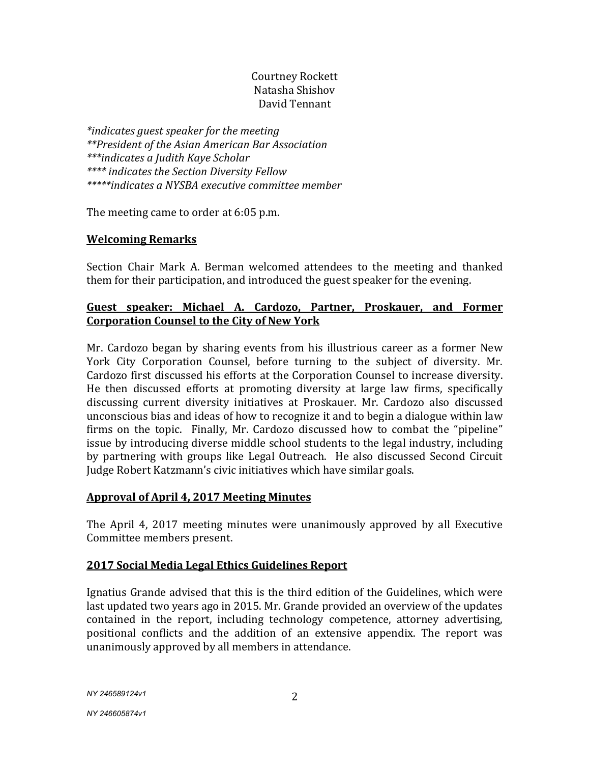Courtney Rockett
Natasha Shishov
David Tennant

*\*indicates guest speaker for the meeting*
*\*\*President of the Asian American Bar Association*
*\*\*\*indicates a Judith Kaye Scholar*
*\*\*\*\* indicates the Section Diversity Fellow*
*\*\*\*\*\*indicates a NYSBA executive committee member*

The meeting came to order at 6:05 p.m.

**Welcoming Remarks**

Section Chair Mark A. Berman welcomed attendees to the meeting and thanked them for their participation, and introduced the guest speaker for the evening.

**Guest speaker: Michael A. Cardozo, Partner, Proskauer, and Former Corporation Counsel to the City of New York**

Mr. Cardozo began by sharing events from his illustrious career as a former New York City Corporation Counsel, before turning to the subject of diversity. Mr. Cardozo first discussed his efforts at the Corporation Counsel to increase diversity. He then discussed efforts at promoting diversity at large law firms, specifically discussing current diversity initiatives at Proskauer. Mr. Cardozo also discussed unconscious bias and ideas of how to recognize it and to begin a dialogue within law firms on the topic. Finally, Mr. Cardozo discussed how to combat the "pipeline" issue by introducing diverse middle school students to the legal industry, including by partnering with groups like Legal Outreach. He also discussed Second Circuit Judge Robert Katzmann's civic initiatives which have similar goals.

**Approval of April 4, 2017 Meeting Minutes**

The April 4, 2017 meeting minutes were unanimously approved by all Executive Committee members present.

**2017 Social Media Legal Ethics Guidelines Report**

Ignatius Grande advised that this is the third edition of the Guidelines, which were last updated two years ago in 2015. Mr. Grande provided an overview of the updates contained in the report, including technology competence, attorney advertising, positional conflicts and the addition of an extensive appendix. The report was unanimously approved by all members in attendance.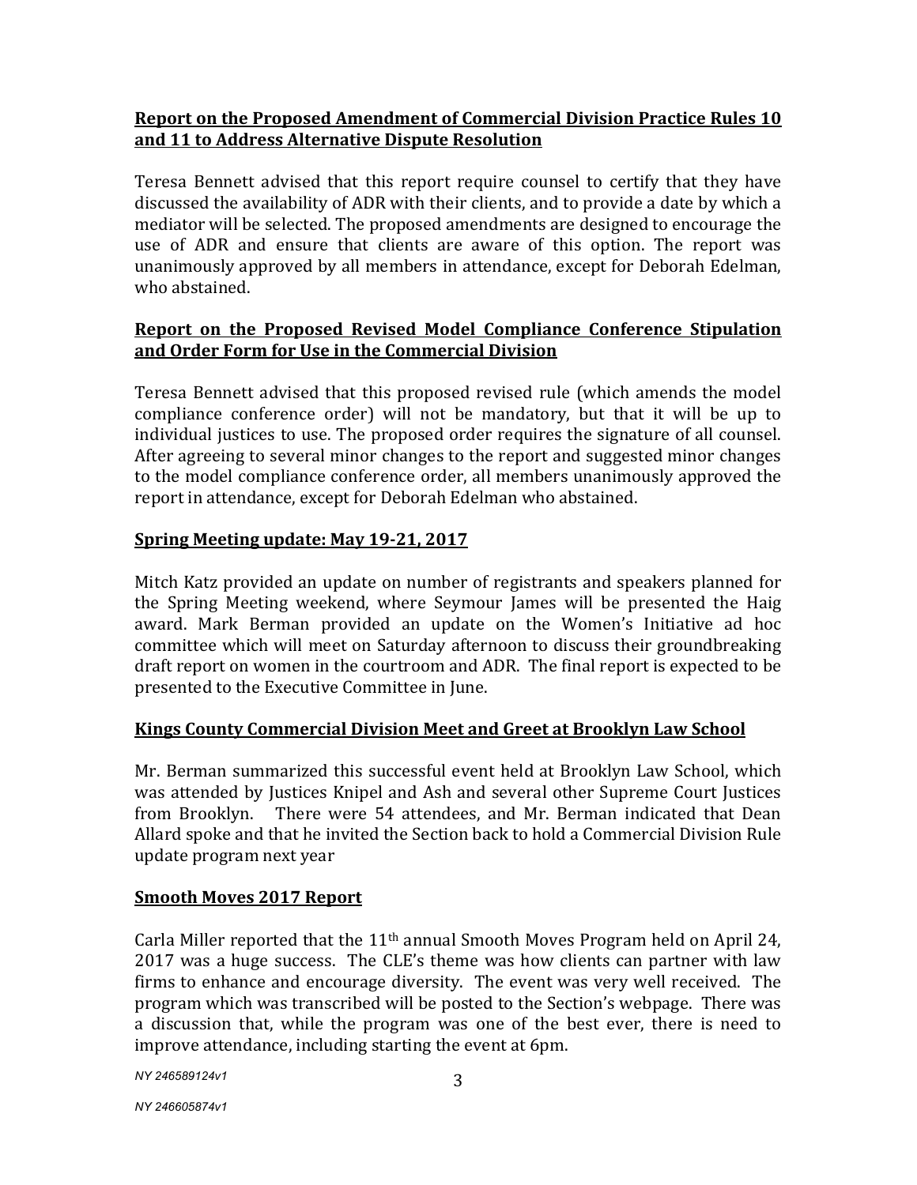**Report on the Proposed Amendment of Commercial Division Practice Rules 10 and 11 to Address Alternative Dispute Resolution**

Teresa Bennett advised that this report require counsel to certify that they have discussed the availability of ADR with their clients, and to provide a date by which a mediator will be selected. The proposed amendments are designed to encourage the use of ADR and ensure that clients are aware of this option. The report was unanimously approved by all members in attendance, except for Deborah Edelman, who abstained.

**Report on the Proposed Revised Model Compliance Conference Stipulation and Order Form for Use in the Commercial Division**

Teresa Bennett advised that this proposed revised rule (which amends the model compliance conference order) will not be mandatory, but that it will be up to individual justices to use. The proposed order requires the signature of all counsel. After agreeing to several minor changes to the report and suggested minor changes to the model compliance conference order, all members unanimously approved the report in attendance, except for Deborah Edelman who abstained.

**Spring Meeting update: May 19-21, 2017**

Mitch Katz provided an update on number of registrants and speakers planned for the Spring Meeting weekend, where Seymour James will be presented the Haig award. Mark Berman provided an update on the Women's Initiative ad hoc committee which will meet on Saturday afternoon to discuss their groundbreaking draft report on women in the courtroom and ADR. The final report is expected to be presented to the Executive Committee in June.

**Kings County Commercial Division Meet and Greet at Brooklyn Law School**

Mr. Berman summarized this successful event held at Brooklyn Law School, which was attended by Justices Knipel and Ash and several other Supreme Court Justices from Brooklyn. There were 54 attendees, and Mr. Berman indicated that Dean Allard spoke and that he invited the Section back to hold a Commercial Division Rule update program next year

**Smooth Moves 2017 Report**

Carla Miller reported that the 11th annual Smooth Moves Program held on April 24, 2017 was a huge success. The CLE's theme was how clients can partner with law firms to enhance and encourage diversity. The event was very well received. The program which was transcribed will be posted to the Section's webpage. There was a discussion that, while the program was one of the best ever, there is need to improve attendance, including starting the event at 6pm.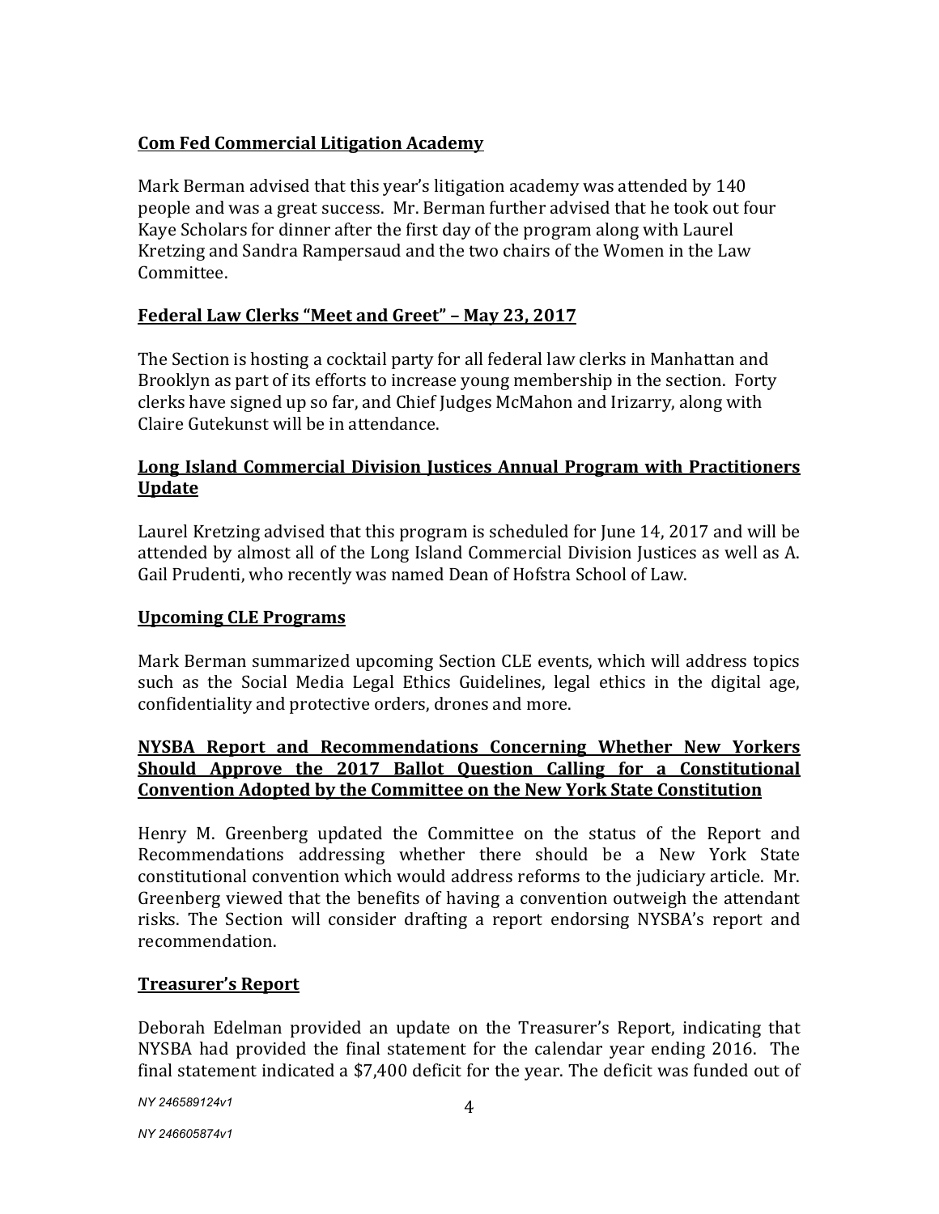**Com Fed Commercial Litigation Academy**

Mark Berman advised that this year's litigation academy was attended by 140 people and was a great success. Mr. Berman further advised that he took out four Kaye Scholars for dinner after the first day of the program along with Laurel Kretzing and Sandra Rampersaud and the two chairs of the Women in the Law Committee.

**Federal Law Clerks "Meet and Greet" – May 23, 2017**

The Section is hosting a cocktail party for all federal law clerks in Manhattan and Brooklyn as part of its efforts to increase young membership in the section. Forty clerks have signed up so far, and Chief Judges McMahon and Irizarry, along with Claire Gutekunst will be in attendance.

**Long Island Commercial Division Justices Annual Program with Practitioners Update**

Laurel Kretzing advised that this program is scheduled for June 14, 2017 and will be attended by almost all of the Long Island Commercial Division Justices as well as A. Gail Prudenti, who recently was named Dean of Hofstra School of Law.

**Upcoming CLE Programs**

Mark Berman summarized upcoming Section CLE events, which will address topics such as the Social Media Legal Ethics Guidelines, legal ethics in the digital age, confidentiality and protective orders, drones and more.

**NYSBA Report and Recommendations Concerning Whether New Yorkers Should Approve the 2017 Ballot Question Calling for a Constitutional Convention Adopted by the Committee on the New York State Constitution**

Henry M. Greenberg updated the Committee on the status of the Report and Recommendations addressing whether there should be a New York State constitutional convention which would address reforms to the judiciary article. Mr. Greenberg viewed that the benefits of having a convention outweigh the attendant risks. The Section will consider drafting a report endorsing NYSBA's report and recommendation.

**Treasurer's Report**

Deborah Edelman provided an update on the Treasurer's Report, indicating that NYSBA had provided the final statement for the calendar year ending 2016. The final statement indicated a $7,400 deficit for the year. The deficit was funded out of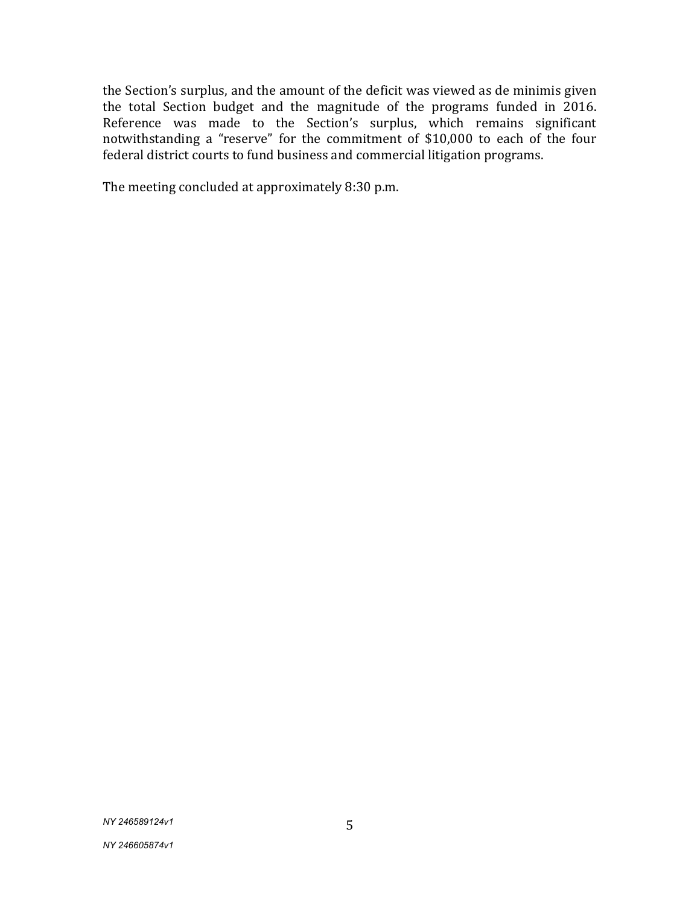the Section's surplus, and the amount of the deficit was viewed as de minimis given the total Section budget and the magnitude of the programs funded in 2016. Reference was made to the Section's surplus, which remains significant notwithstanding a "reserve" for the commitment of $10,000 to each of the four federal district courts to fund business and commercial litigation programs.

The meeting concluded at approximately 8:30 p.m.